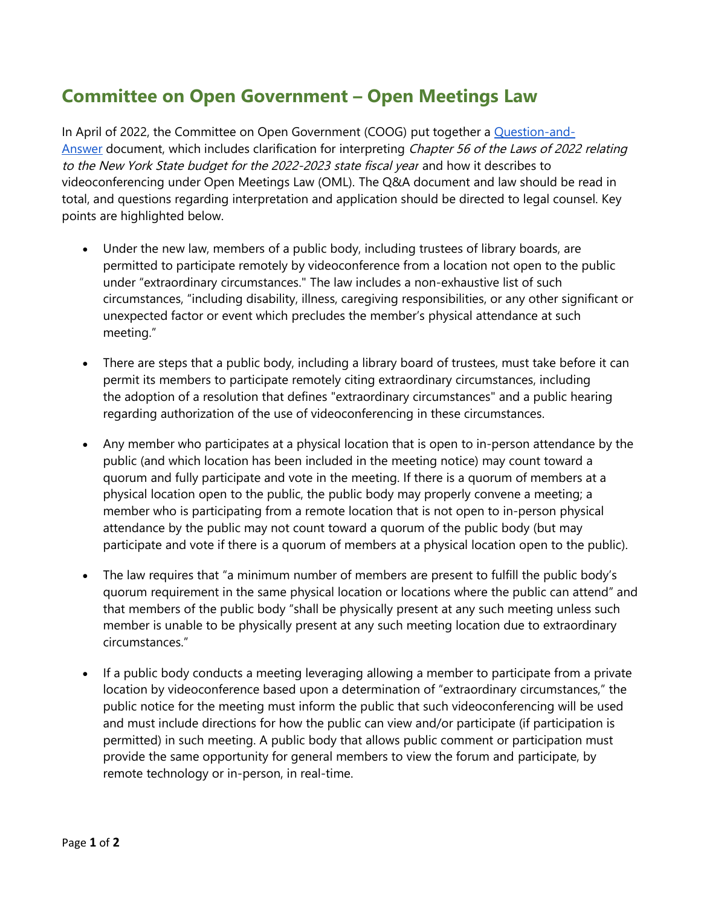# Committee on Open Government – Open Meetings Law

In April of 2022, the Committee on Open Government (COOG) put together a [Question-and-Answer]() document, which includes clarification for interpreting *Chapter 56 of the Laws of 2022 relating to the New York State budget for the 2022-2023 state fiscal year* and how it describes to videoconferencing under Open Meetings Law (OML). The Q&A document and law should be read in total, and questions regarding interpretation and application should be directed to legal counsel. Key points are highlighted below.

- Under the new law, members of a public body, including trustees of library boards, are permitted to participate remotely by videoconference from a location not open to the public under "extraordinary circumstances." The law includes a non-exhaustive list of such circumstances, "including disability, illness, caregiving responsibilities, or any other significant or unexpected factor or event which precludes the member's physical attendance at such meeting."

- There are steps that a public body, including a library board of trustees, must take before it can permit its members to participate remotely citing extraordinary circumstances, including the adoption of a resolution that defines "extraordinary circumstances" and a public hearing regarding authorization of the use of videoconferencing in these circumstances.

- Any member who participates at a physical location that is open to in-person attendance by the public (and which location has been included in the meeting notice) may count toward a quorum and fully participate and vote in the meeting. If there is a quorum of members at a physical location open to the public, the public body may properly convene a meeting; a member who is participating from a remote location that is not open to in-person physical attendance by the public may not count toward a quorum of the public body (but may participate and vote if there is a quorum of members at a physical location open to the public).

- The law requires that "a minimum number of members are present to fulfill the public body's quorum requirement in the same physical location or locations where the public can attend" and that members of the public body "shall be physically present at any such meeting unless such member is unable to be physically present at any such meeting location due to extraordinary circumstances."

- If a public body conducts a meeting leveraging allowing a member to participate from a private location by videoconference based upon a determination of "extraordinary circumstances," the public notice for the meeting must inform the public that such videoconferencing will be used and must include directions for how the public can view and/or participate (if participation is permitted) in such meeting. A public body that allows public comment or participation must provide the same opportunity for general members to view the forum and participate, by remote technology or in-person, in real-time.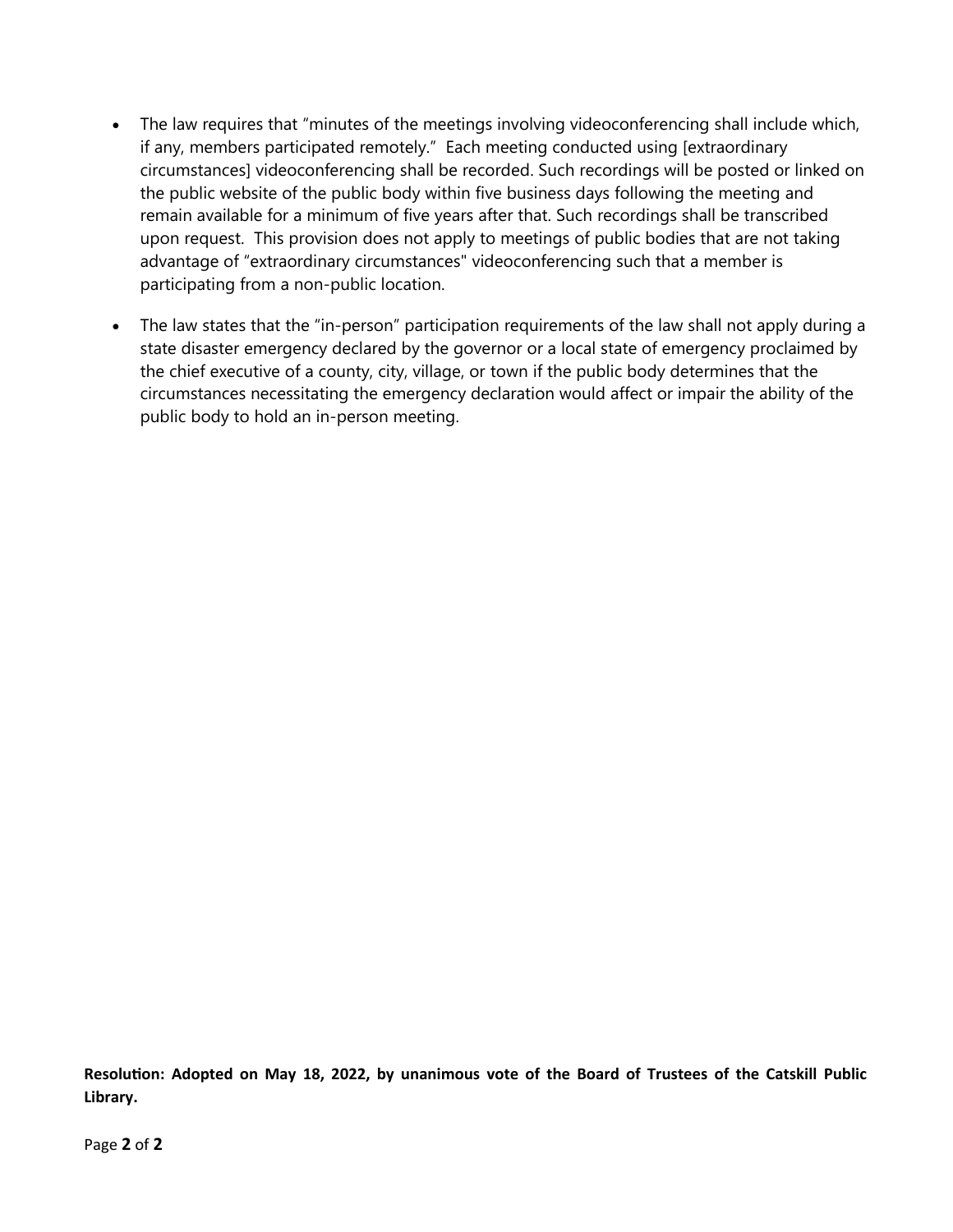- The law requires that "minutes of the meetings involving videoconferencing shall include which, if any, members participated remotely." Each meeting conducted using [extraordinary circumstances] videoconferencing shall be recorded. Such recordings will be posted or linked on the public website of the public body within five business days following the meeting and remain available for a minimum of five years after that. Such recordings shall be transcribed upon request. This provision does not apply to meetings of public bodies that are not taking advantage of "extraordinary circumstances" videoconferencing such that a member is participating from a non-public location.
- The law states that the "in-person" participation requirements of the law shall not apply during a state disaster emergency declared by the governor or a local state of emergency proclaimed by the chief executive of a county, city, village, or town if the public body determines that the circumstances necessitating the emergency declaration would affect or impair the ability of the public body to hold an in-person meeting.

**Resolution: Adopted on May 18, 2022, by unanimous vote of the Board of Trustees of the Catskill Public Library.**